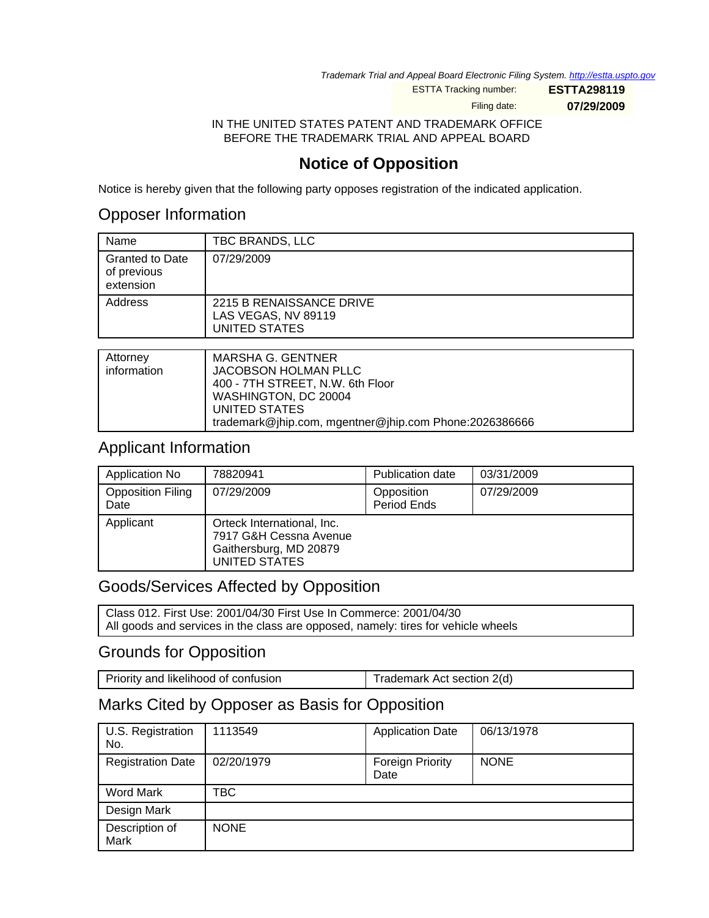Trademark Trial and Appeal Board Electronic Filing System. http://estta.uspto.gov

ESTTA Tracking number: **ESTTA298119**

Filing date: **07/29/2009**

IN THE UNITED STATES PATENT AND TRADEMARK OFFICE
BEFORE THE TRADEMARK TRIAL AND APPEAL BOARD

# Notice of Opposition

Notice is hereby given that the following party opposes registration of the indicated application.

## Opposer Information

| Name | TBC BRANDS, LLC |
|---|---|
| Granted to Date of previous extension | 07/29/2009 |
| Address | 2215 B RENAISSANCE DRIVE<br>LAS VEGAS, NV 89119<br>UNITED STATES |

| Attorney information | MARSHA G. GENTNER<br>JACOBSON HOLMAN PLLC<br>400 - 7TH STREET, N.W. 6th Floor<br>WASHINGTON, DC 20004<br>UNITED STATES<br>trademark@jhip.com, mgentner@jhip.com Phone:2026386666 |
|---|---|

## Applicant Information

| Application No | 78820941 | Publication date | 03/31/2009 |
|---|---|---|---|
| Opposition Filing Date | 07/29/2009 | Opposition Period Ends | 07/29/2009 |
| Applicant | Orteck International, Inc.<br>7917 G&H Cessna Avenue<br>Gaithersburg, MD 20879<br>UNITED STATES | | |

## Goods/Services Affected by Opposition

Class 012. First Use: 2001/04/30 First Use In Commerce: 2001/04/30
All goods and services in the class are opposed, namely: tires for vehicle wheels

## Grounds for Opposition

| Priority and likelihood of confusion | Trademark Act section 2(d) |
|---|---|

## Marks Cited by Opposer as Basis for Opposition

| U.S. Registration No. | 1113549 | Application Date | 06/13/1978 |
|---|---|---|---|
| Registration Date | 02/20/1979 | Foreign Priority Date | NONE |
| Word Mark | TBC | | |
| Design Mark | | | |
| Description of Mark | NONE | | |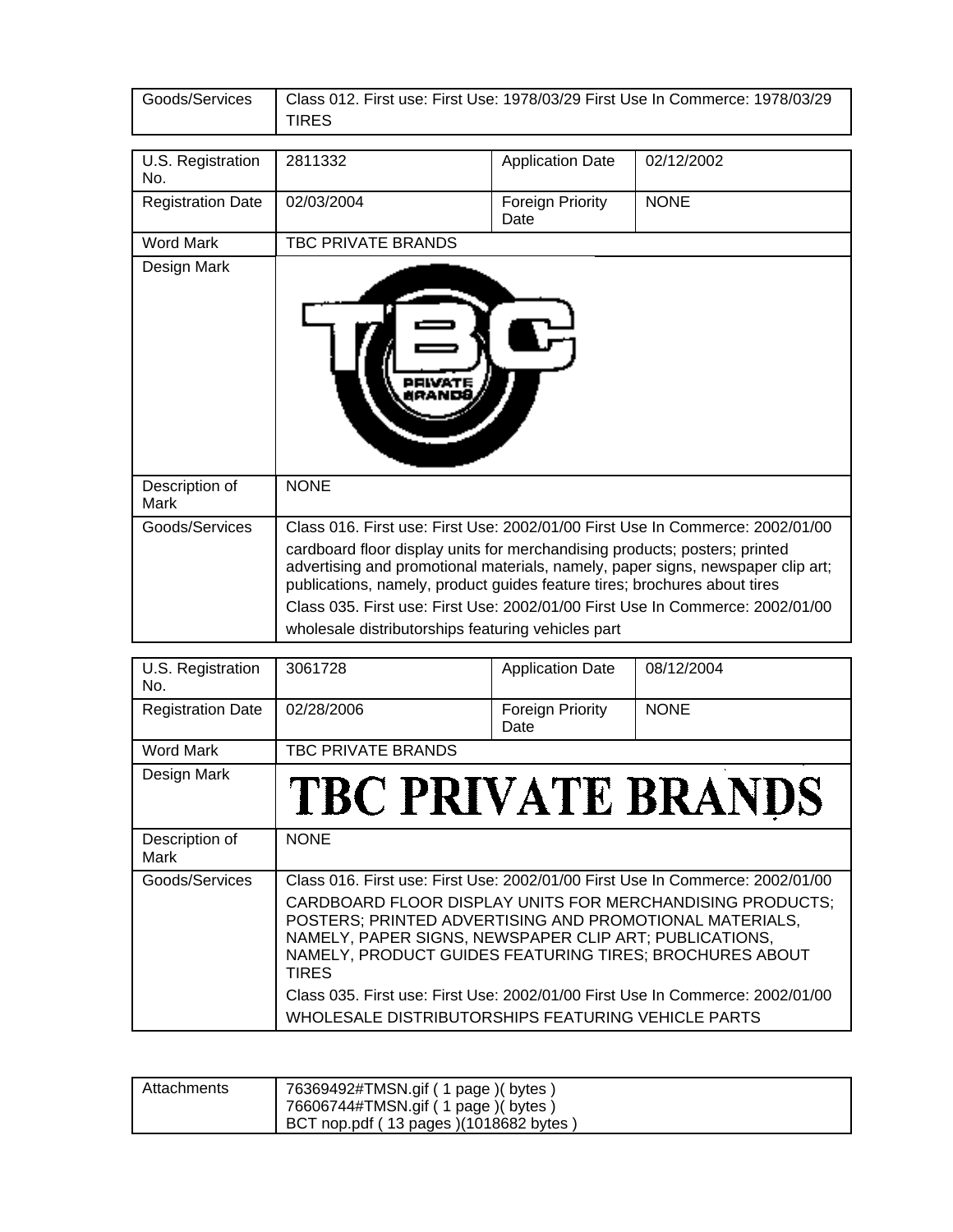| Goods/Services | Class 012. First use: First Use: 1978/03/29 First Use In Commerce: 1978/03/29 TIRES |
|---|---|

| U.S. Registration No. | 2811332 | Application Date | 02/12/2002 |
|---|---|---|---|
| Registration Date | 02/03/2004 | Foreign Priority Date | NONE |
| Word Mark | TBC PRIVATE BRANDS | | |
| Design Mark | TBC PRIVATE BRANDS | | |
| Description of Mark | NONE | | |
| Goods/Services | Class 016. First use: First Use: 2002/01/00 First Use In Commerce: 2002/01/00 cardboard floor display units for merchandising products; posters; printed advertising and promotional materials, namely, paper signs, newspaper clip art; publications, namely, product guides feature tires; brochures about tires Class 035. First use: First Use: 2002/01/00 First Use In Commerce: 2002/01/00 wholesale distributorships featuring vehicles part | | |

| U.S. Registration No. | 3061728 | Application Date | 08/12/2004 |
|---|---|---|---|
| Registration Date | 02/28/2006 | Foreign Priority Date | NONE |
| Word Mark | TBC PRIVATE BRANDS | | |
| Design Mark | TBC PRIVATE BRANDS | | |
| Description of Mark | NONE | | |
| Goods/Services | Class 016. First use: First Use: 2002/01/00 First Use In Commerce: 2002/01/00 CARDBOARD FLOOR DISPLAY UNITS FOR MERCHANDISING PRODUCTS; POSTERS; PRINTED ADVERTISING AND PROMOTIONAL MATERIALS, NAMELY, PAPER SIGNS, NEWSPAPER CLIP ART; PUBLICATIONS, NAMELY, PRODUCT GUIDES FEATURING TIRES; BROCHURES ABOUT TIRES Class 035. First use: First Use: 2002/01/00 First Use In Commerce: 2002/01/00 WHOLESALE DISTRIBUTORSHIPS FEATURING VEHICLE PARTS | | |

| Attachments | 76369492#TMSN.gif ( 1 page )( bytes ) 76606744#TMSN.gif ( 1 page )( bytes ) BCT nop.pdf ( 13 pages )(1018682 bytes ) |
|---|---|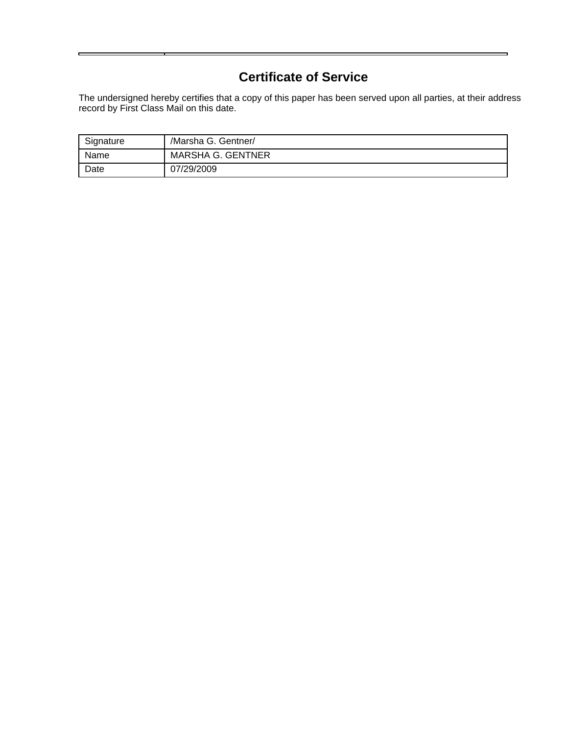# Certificate of Service

The undersigned hereby certifies that a copy of this paper has been served upon all parties, at their address record by First Class Mail on this date.

| Signature | /Marsha G. Gentner/ |
|---|---|
| Name | MARSHA G. GENTNER |
| Date | 07/29/2009 |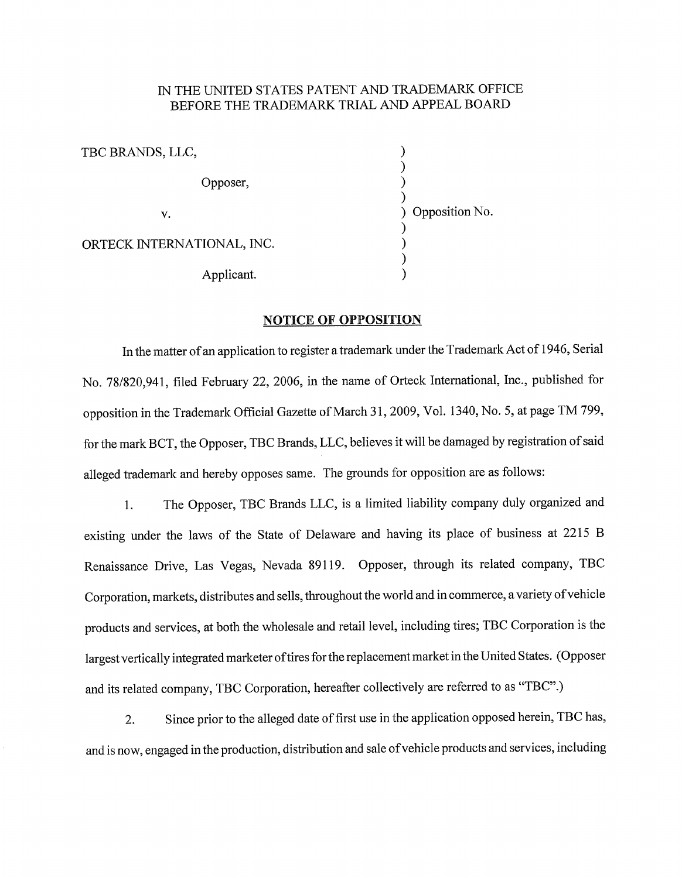IN THE UNITED STATES PATENT AND TRADEMARK OFFICE
BEFORE THE TRADEMARK TRIAL AND APPEAL BOARD

| | | |
|---|---|---|
| TBC BRANDS, LLC, | ) | |
| Opposer, | ) | |
| v. | ) | Opposition No. |
| ORTECK INTERNATIONAL, INC. | ) | |
| Applicant. | ) | |

## NOTICE OF OPPOSITION

In the matter of an application to register a trademark under the Trademark Act of 1946, Serial No. 78/820,941, filed February 22, 2006, in the name of Orteck International, Inc., published for opposition in the Trademark Official Gazette of March 31, 2009, Vol. 1340, No. 5, at page TM 799, for the mark BCT, the Opposer, TBC Brands, LLC, believes it will be damaged by registration of said alleged trademark and hereby opposes same. The grounds for opposition are as follows:

1. The Opposer, TBC Brands LLC, is a limited liability company duly organized and existing under the laws of the State of Delaware and having its place of business at 2215 B Renaissance Drive, Las Vegas, Nevada 89119. Opposer, through its related company, TBC Corporation, markets, distributes and sells, throughout the world and in commerce, a variety of vehicle products and services, at both the wholesale and retail level, including tires; TBC Corporation is the largest vertically integrated marketer of tires for the replacement market in the United States. (Opposer and its related company, TBC Corporation, hereafter collectively are referred to as "TBC".)

2. Since prior to the alleged date of first use in the application opposed herein, TBC has, and is now, engaged in the production, distribution and sale of vehicle products and services, including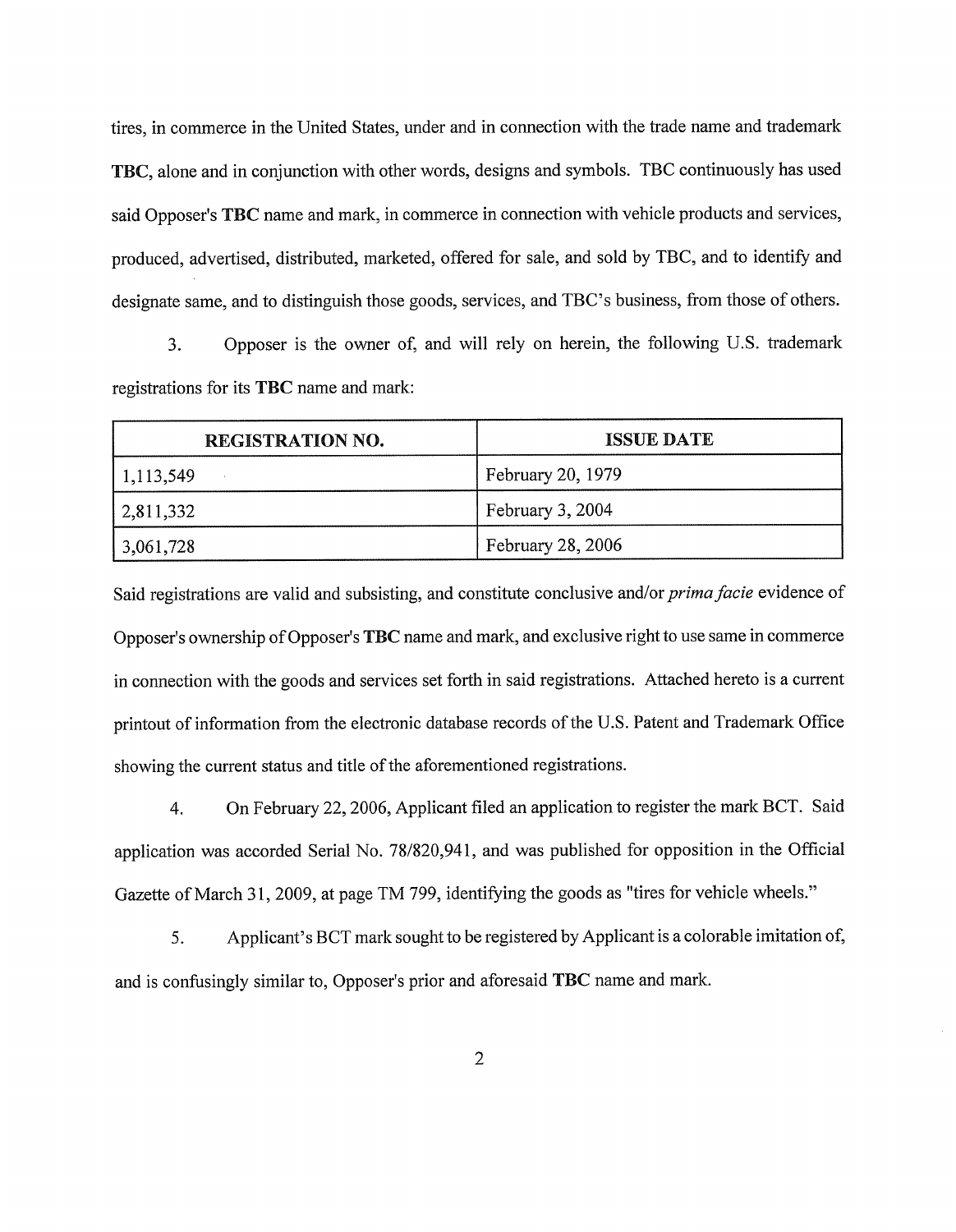tires, in commerce in the United States, under and in connection with the trade name and trademark **TBC**, alone and in conjunction with other words, designs and symbols. TBC continuously has used said Opposer's **TBC** name and mark, in commerce in connection with vehicle products and services, produced, advertised, distributed, marketed, offered for sale, and sold by TBC, and to identify and designate same, and to distinguish those goods, services, and TBC's business, from those of others.

3. Opposer is the owner of, and will rely on herein, the following U.S. trademark registrations for its **TBC** name and mark:

| REGISTRATION NO. | ISSUE DATE |
|---|---|
| 1,113,549 | February 20, 1979 |
| 2,811,332 | February 3, 2004 |
| 3,061,728 | February 28, 2006 |

Said registrations are valid and subsisting, and constitute conclusive and/or *prima facie* evidence of Opposer's ownership of Opposer's **TBC** name and mark, and exclusive right to use same in commerce in connection with the goods and services set forth in said registrations. Attached hereto is a current printout of information from the electronic database records of the U.S. Patent and Trademark Office showing the current status and title of the aforementioned registrations.

4. On February 22, 2006, Applicant filed an application to register the mark BCT. Said application was accorded Serial No. 78/820,941, and was published for opposition in the Official Gazette of March 31, 2009, at page TM 799, identifying the goods as "tires for vehicle wheels."

5. Applicant's BCT mark sought to be registered by Applicant is a colorable imitation of, and is confusingly similar to, Opposer's prior and aforesaid **TBC** name and mark.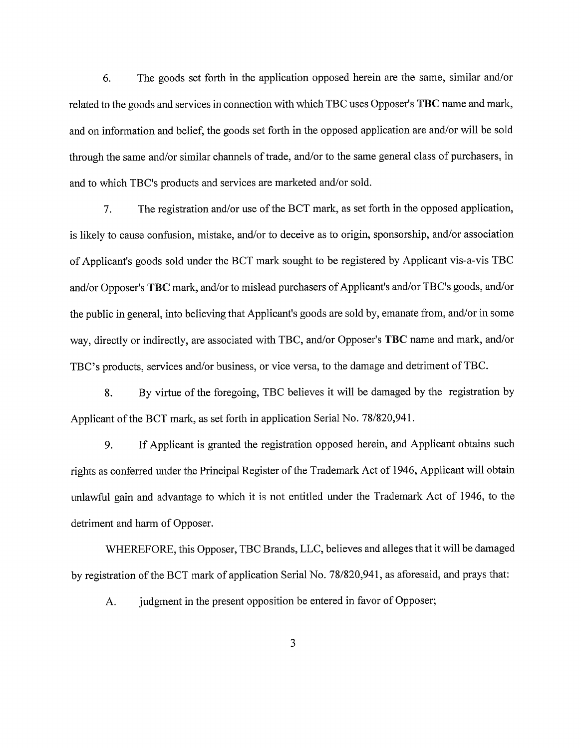6. The goods set forth in the application opposed herein are the same, similar and/or related to the goods and services in connection with which TBC uses Opposer's **TBC** name and mark, and on information and belief, the goods set forth in the opposed application are and/or will be sold through the same and/or similar channels of trade, and/or to the same general class of purchasers, in and to which TBC's products and services are marketed and/or sold.

7. The registration and/or use of the BCT mark, as set forth in the opposed application, is likely to cause confusion, mistake, and/or to deceive as to origin, sponsorship, and/or association of Applicant's goods sold under the BCT mark sought to be registered by Applicant vis-a-vis TBC and/or Opposer's **TBC** mark, and/or to mislead purchasers of Applicant's and/or TBC's goods, and/or the public in general, into believing that Applicant's goods are sold by, emanate from, and/or in some way, directly or indirectly, are associated with TBC, and/or Opposer's **TBC** name and mark, and/or TBC's products, services and/or business, or vice versa, to the damage and detriment of TBC.

8. By virtue of the foregoing, TBC believes it will be damaged by the registration by Applicant of the BCT mark, as set forth in application Serial No. 78/820,941.

9. If Applicant is granted the registration opposed herein, and Applicant obtains such rights as conferred under the Principal Register of the Trademark Act of 1946, Applicant will obtain unlawful gain and advantage to which it is not entitled under the Trademark Act of 1946, to the detriment and harm of Opposer.

WHEREFORE, this Opposer, TBC Brands, LLC, believes and alleges that it will be damaged by registration of the BCT mark of application Serial No. 78/820,941, as aforesaid, and prays that:

A. judgment in the present opposition be entered in favor of Opposer;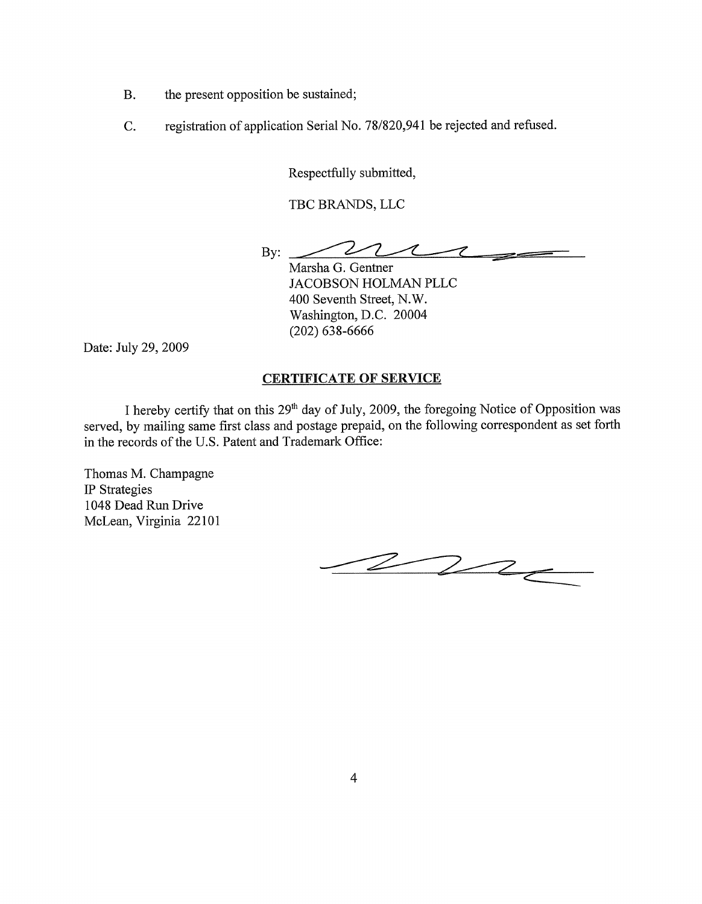B. the present opposition be sustained;

C. registration of application Serial No. 78/820,941 be rejected and refused.

Respectfully submitted,

TBC BRANDS, LLC

By: ______________________
Marsha G. Gentner
JACOBSON HOLMAN PLLC
400 Seventh Street, N.W.
Washington, D.C. 20004
(202) 638-6666

Date: July 29, 2009

**CERTIFICATE OF SERVICE**

I hereby certify that on this 29th day of July, 2009, the foregoing Notice of Opposition was served, by mailing same first class and postage prepaid, on the following correspondent as set forth in the records of the U.S. Patent and Trademark Office:

Thomas M. Champagne
IP Strategies
1048 Dead Run Drive
McLean, Virginia 22101

______________________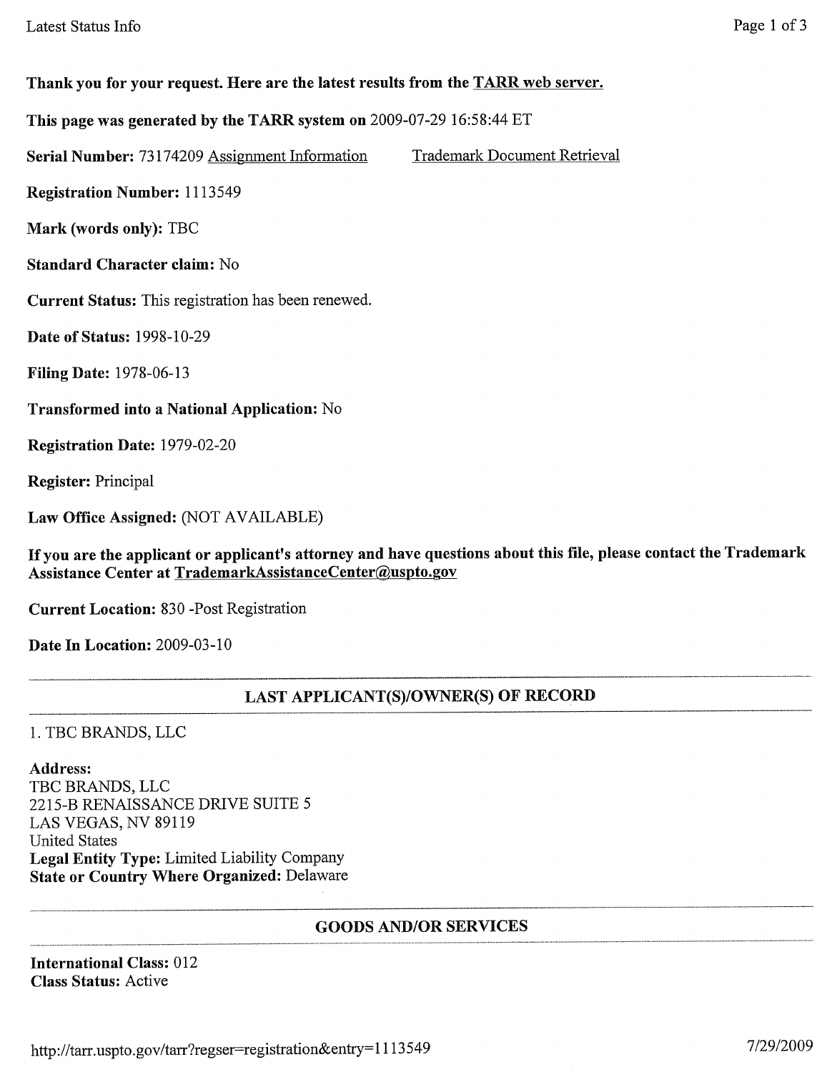**Thank you for your request. Here are the latest results from the TARR web server.**

**This page was generated by the TARR system on** 2009-07-29 16:58:44 ET

**Serial Number:** 73174209 Assignment Information Trademark Document Retrieval

**Registration Number:** 1113549

**Mark (words only):** TBC

**Standard Character claim:** No

**Current Status:** This registration has been renewed.

**Date of Status:** 1998-10-29

**Filing Date:** 1978-06-13

**Transformed into a National Application:** No

**Registration Date:** 1979-02-20

**Register:** Principal

**Law Office Assigned:** (NOT AVAILABLE)

**If you are the applicant or applicant's attorney and have questions about this file, please contact the Trademark Assistance Center at TrademarkAssistanceCenter@uspto.gov**

**Current Location:** 830 -Post Registration

**Date In Location:** 2009-03-10

---

## LAST APPLICANT(S)/OWNER(S) OF RECORD

1. TBC BRANDS, LLC

**Address:**
TBC BRANDS, LLC
2215-B RENAISSANCE DRIVE SUITE 5
LAS VEGAS, NV 89119
United States
**Legal Entity Type:** Limited Liability Company
**State or Country Where Organized:** Delaware

---

## GOODS AND/OR SERVICES

**International Class:** 012
**Class Status:** Active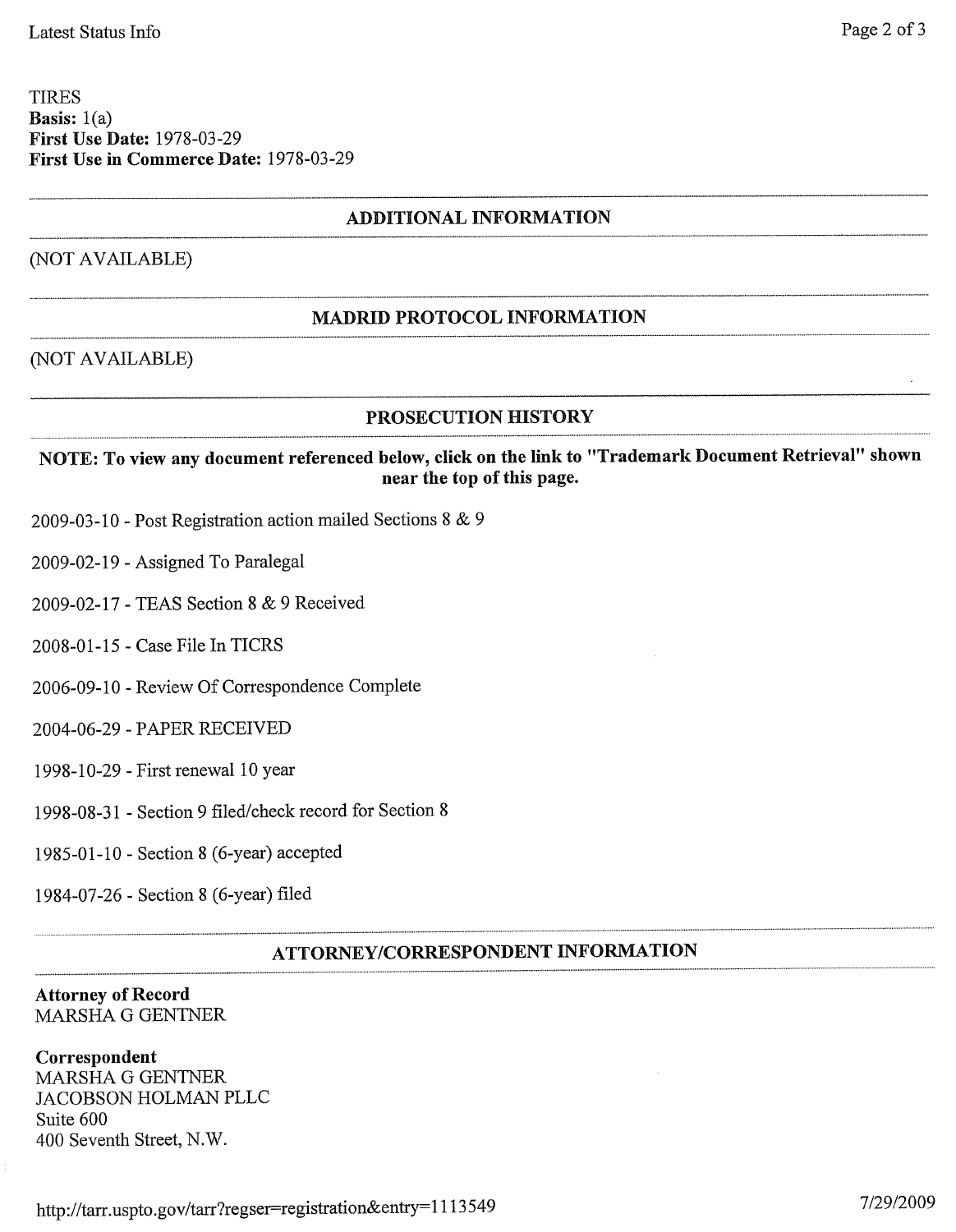TIRES
**Basis:** 1(a)
**First Use Date:** 1978-03-29
**First Use in Commerce Date:** 1978-03-29

## ADDITIONAL INFORMATION

(NOT AVAILABLE)

## MADRID PROTOCOL INFORMATION

(NOT AVAILABLE)

## PROSECUTION HISTORY

**NOTE: To view any document referenced below, click on the link to "Trademark Document Retrieval" shown near the top of this page.**

2009-03-10 - Post Registration action mailed Sections 8 & 9

2009-02-19 - Assigned To Paralegal

2009-02-17 - TEAS Section 8 & 9 Received

2008-01-15 - Case File In TICRS

2006-09-10 - Review Of Correspondence Complete

2004-06-29 - PAPER RECEIVED

1998-10-29 - First renewal 10 year

1998-08-31 - Section 9 filed/check record for Section 8

1985-01-10 - Section 8 (6-year) accepted

1984-07-26 - Section 8 (6-year) filed

## ATTORNEY/CORRESPONDENT INFORMATION

**Attorney of Record**
MARSHA G GENTNER

**Correspondent**
MARSHA G GENTNER
JACOBSON HOLMAN PLLC
Suite 600
400 Seventh Street, N.W.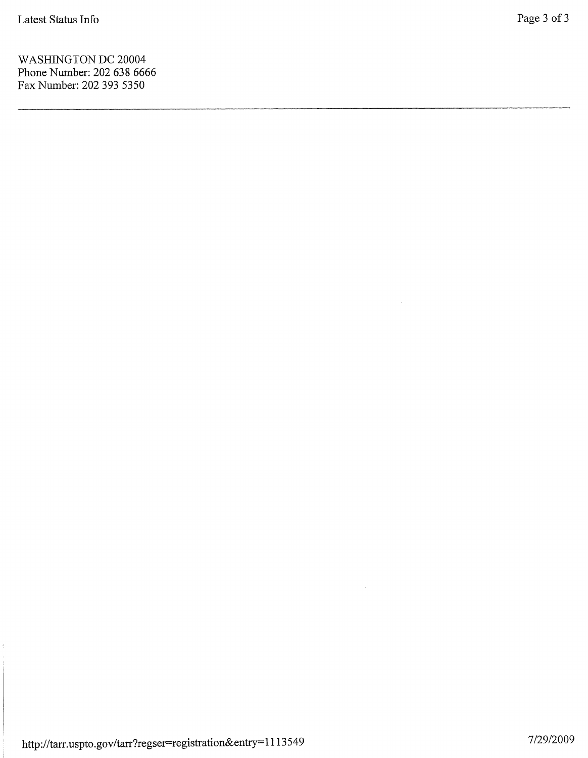WASHINGTON DC 20004
Phone Number: 202 638 6666
Fax Number: 202 393 5350

---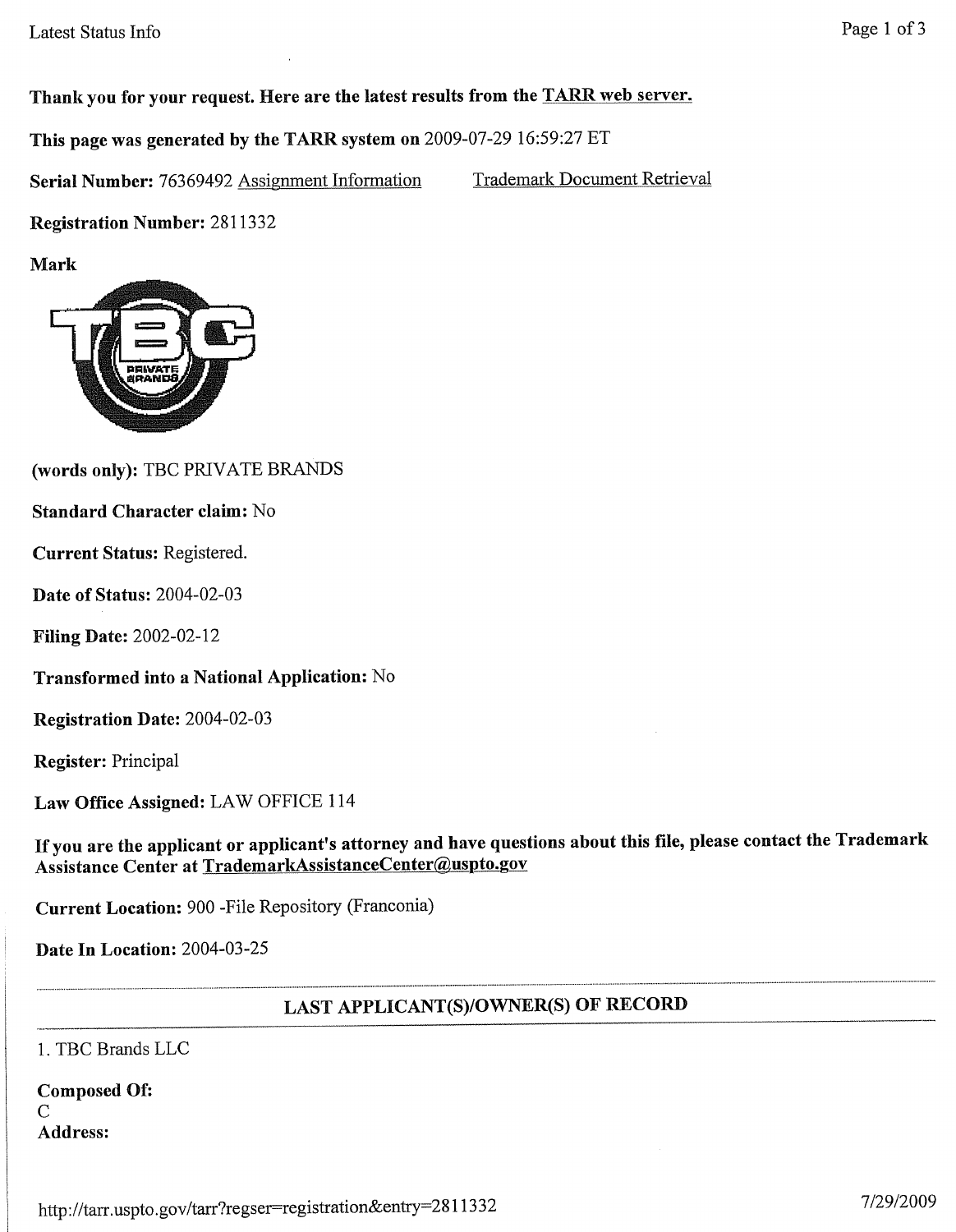**Thank you for your request. Here are the latest results from the TARR web server.**

**This page was generated by the TARR system on** 2009-07-29 16:59:27 ET

**Serial Number:** 76369492 Assignment Information Trademark Document Retrieval

**Registration Number:** 2811332

**Mark**

**(words only):** TBC PRIVATE BRANDS

**Standard Character claim:** No

**Current Status:** Registered.

**Date of Status:** 2004-02-03

**Filing Date:** 2002-02-12

**Transformed into a National Application:** No

**Registration Date:** 2004-02-03

**Register:** Principal

**Law Office Assigned:** LAW OFFICE 114

**If you are the applicant or applicant's attorney and have questions about this file, please contact the Trademark Assistance Center at TrademarkAssistanceCenter@uspto.gov**

**Current Location:** 900 -File Repository (Franconia)

**Date In Location:** 2004-03-25

## LAST APPLICANT(S)/OWNER(S) OF RECORD

1. TBC Brands LLC

**Composed Of:**
C
**Address:**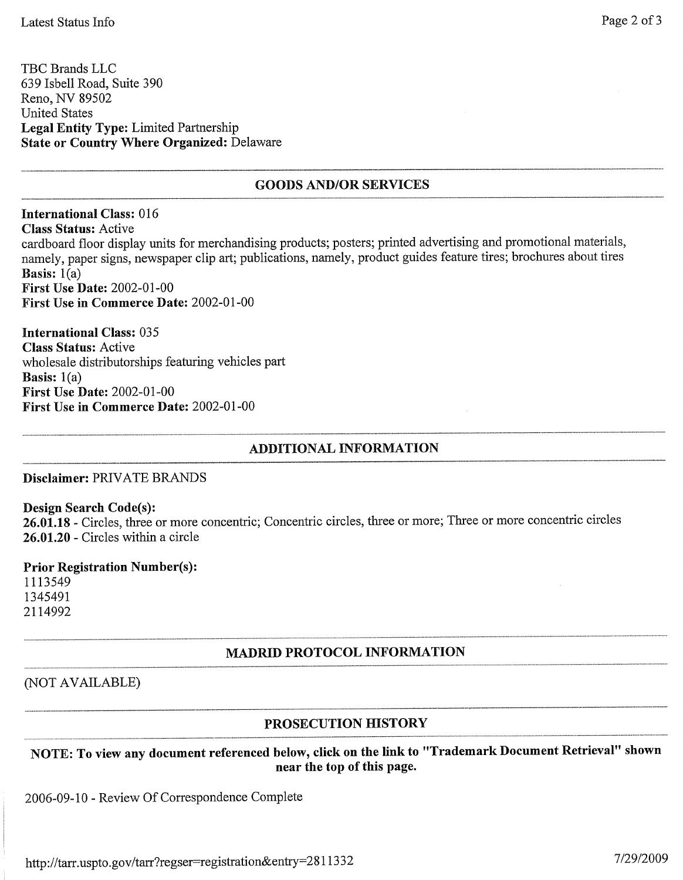TBC Brands LLC
639 Isbell Road, Suite 390
Reno, NV 89502
United States
**Legal Entity Type:** Limited Partnership
**State or Country Where Organized:** Delaware

## GOODS AND/OR SERVICES

**International Class:** 016
**Class Status:** Active
cardboard floor display units for merchandising products; posters; printed advertising and promotional materials, namely, paper signs, newspaper clip art; publications, namely, product guides feature tires; brochures about tires
**Basis:** 1(a)
**First Use Date:** 2002-01-00
**First Use in Commerce Date:** 2002-01-00

**International Class:** 035
**Class Status:** Active
wholesale distributorships featuring vehicles part
**Basis:** 1(a)
**First Use Date:** 2002-01-00
**First Use in Commerce Date:** 2002-01-00

## ADDITIONAL INFORMATION

**Disclaimer:** PRIVATE BRANDS

**Design Search Code(s):**
**26.01.18** - Circles, three or more concentric; Concentric circles, three or more; Three or more concentric circles
**26.01.20** - Circles within a circle

**Prior Registration Number(s):**
1113549
1345491
2114992

## MADRID PROTOCOL INFORMATION

(NOT AVAILABLE)

## PROSECUTION HISTORY

**NOTE: To view any document referenced below, click on the link to "Trademark Document Retrieval" shown near the top of this page.**

2006-09-10 - Review Of Correspondence Complete

http://tarr.uspto.gov/tarr?regser=registration&entry=2811332 7/29/2009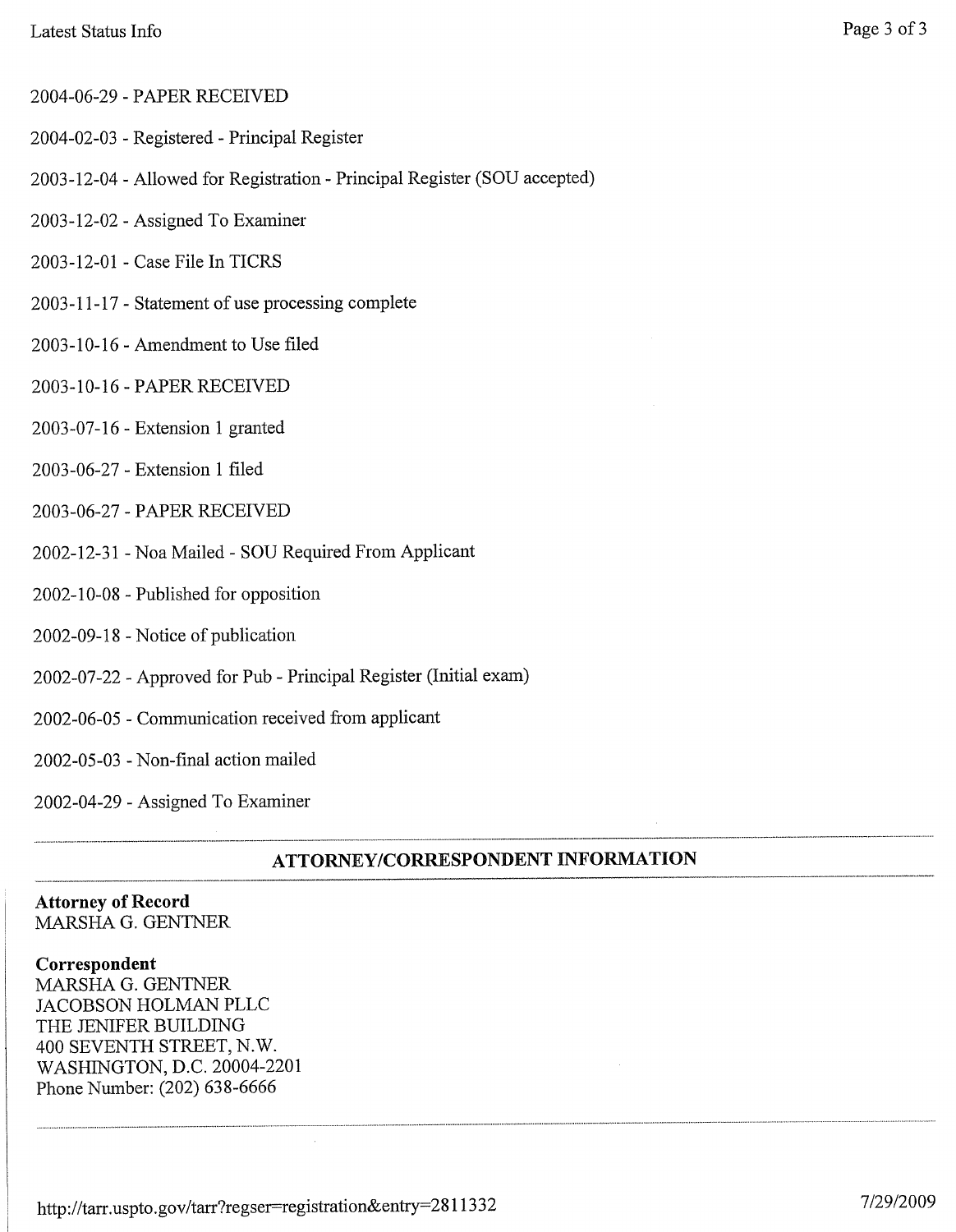2004-06-29 - PAPER RECEIVED

2004-02-03 - Registered - Principal Register

2003-12-04 - Allowed for Registration - Principal Register (SOU accepted)

2003-12-02 - Assigned To Examiner

2003-12-01 - Case File In TICRS

2003-11-17 - Statement of use processing complete

2003-10-16 - Amendment to Use filed

2003-10-16 - PAPER RECEIVED

2003-07-16 - Extension 1 granted

2003-06-27 - Extension 1 filed

2003-06-27 - PAPER RECEIVED

2002-12-31 - Noa Mailed - SOU Required From Applicant

2002-10-08 - Published for opposition

2002-09-18 - Notice of publication

2002-07-22 - Approved for Pub - Principal Register (Initial exam)

2002-06-05 - Communication received from applicant

2002-05-03 - Non-final action mailed

2002-04-29 - Assigned To Examiner

## ATTORNEY/CORRESPONDENT INFORMATION

**Attorney of Record**
MARSHA G. GENTNER

**Correspondent**
MARSHA G. GENTNER
JACOBSON HOLMAN PLLC
THE JENIFER BUILDING
400 SEVENTH STREET, N.W.
WASHINGTON, D.C. 20004-2201
Phone Number: (202) 638-6666

http://tarr.uspto.gov/tarr?regser=registration&entry=2811332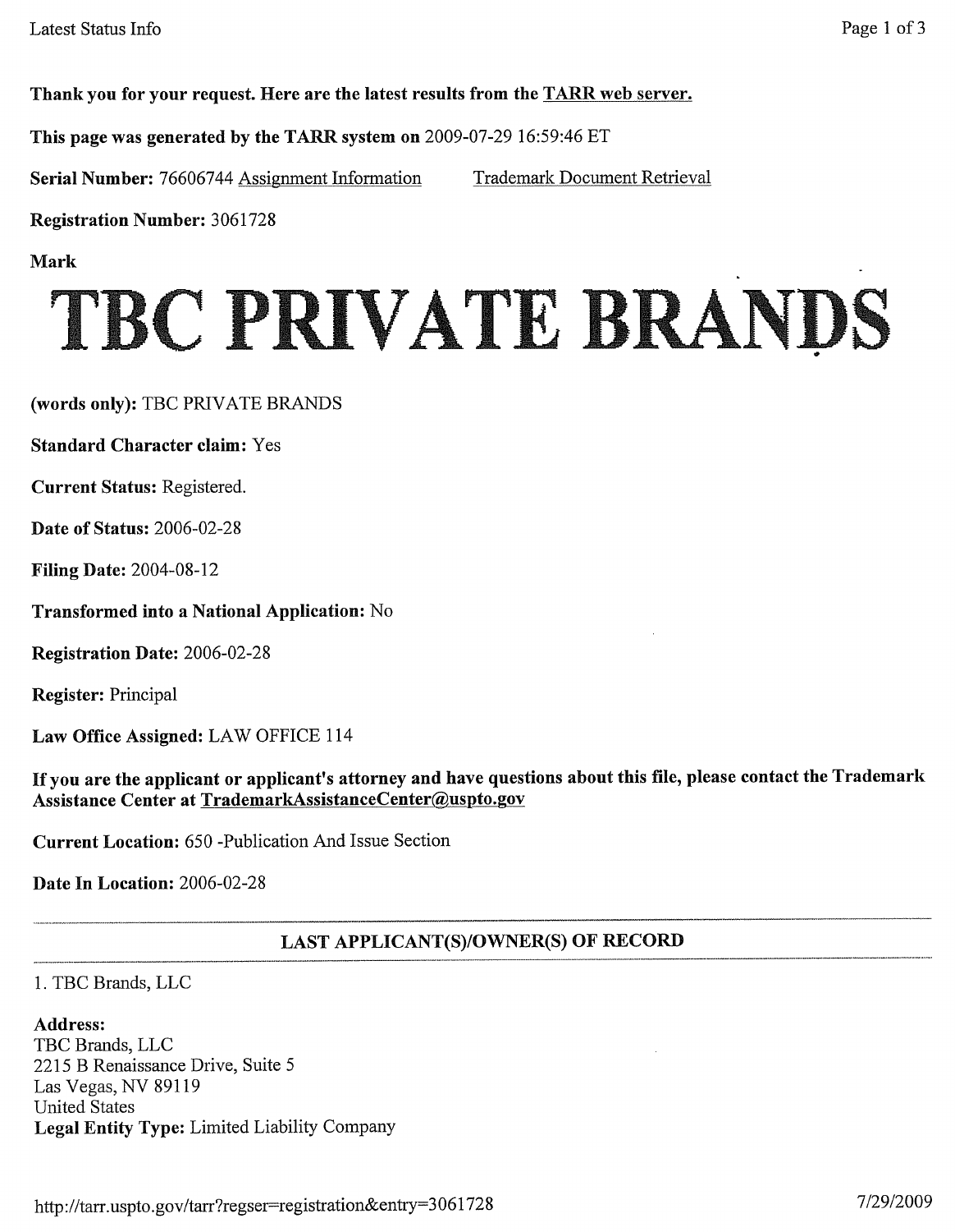Thank you for your request. Here are the latest results from the TARR web server.

This page was generated by the TARR system on 2009-07-29 16:59:46 ET

**Serial Number:** 76606744 Assignment Information     Trademark Document Retrieval

**Registration Number:** 3061728

**Mark**

# TBC PRIVATE BRANDS

**(words only):** TBC PRIVATE BRANDS

**Standard Character claim:** Yes

**Current Status:** Registered.

**Date of Status:** 2006-02-28

**Filing Date:** 2004-08-12

**Transformed into a National Application:** No

**Registration Date:** 2006-02-28

**Register:** Principal

**Law Office Assigned:** LAW OFFICE 114

**If you are the applicant or applicant's attorney and have questions about this file, please contact the Trademark Assistance Center at TrademarkAssistanceCenter@uspto.gov**

**Current Location:** 650 -Publication And Issue Section

**Date In Location:** 2006-02-28

---

## LAST APPLICANT(S)/OWNER(S) OF RECORD

1. TBC Brands, LLC

**Address:**
TBC Brands, LLC
2215 B Renaissance Drive, Suite 5
Las Vegas, NV 89119
United States
**Legal Entity Type:** Limited Liability Company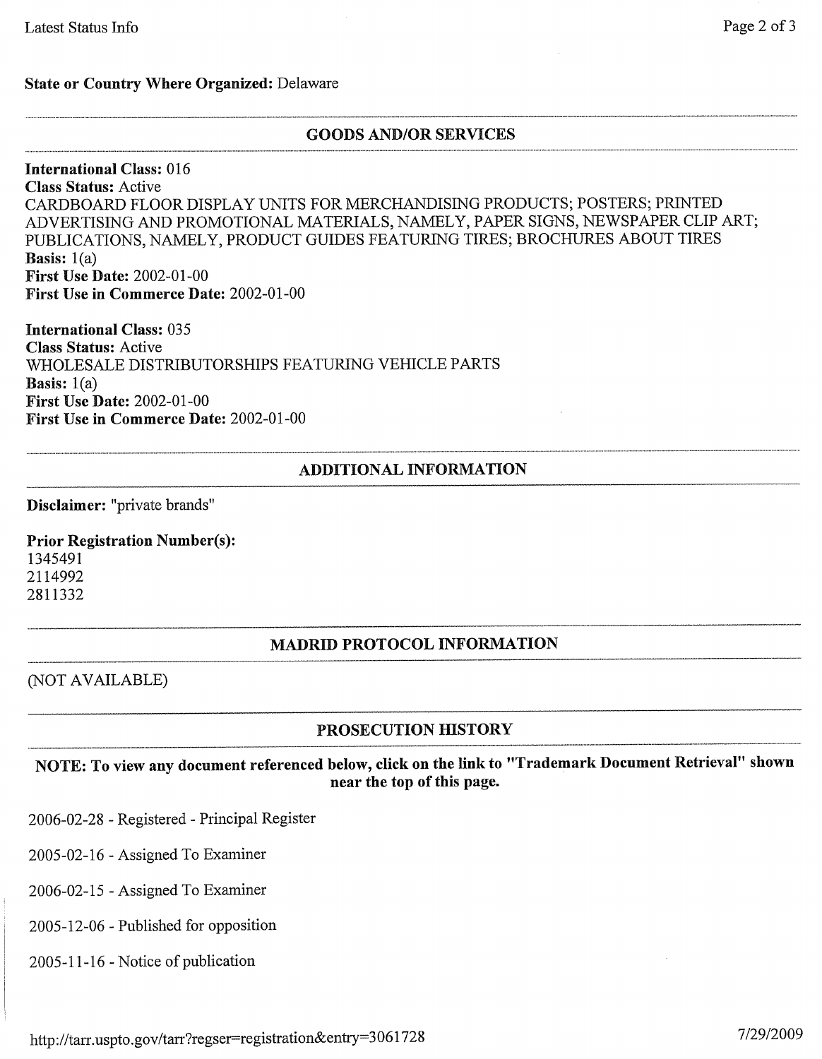**State or Country Where Organized:** Delaware

## GOODS AND/OR SERVICES

**International Class:** 016
**Class Status:** Active
CARDBOARD FLOOR DISPLAY UNITS FOR MERCHANDISING PRODUCTS; POSTERS; PRINTED ADVERTISING AND PROMOTIONAL MATERIALS, NAMELY, PAPER SIGNS, NEWSPAPER CLIP ART; PUBLICATIONS, NAMELY, PRODUCT GUIDES FEATURING TIRES; BROCHURES ABOUT TIRES
**Basis:** 1(a)
**First Use Date:** 2002-01-00
**First Use in Commerce Date:** 2002-01-00

**International Class:** 035
**Class Status:** Active
WHOLESALE DISTRIBUTORSHIPS FEATURING VEHICLE PARTS
**Basis:** 1(a)
**First Use Date:** 2002-01-00
**First Use in Commerce Date:** 2002-01-00

## ADDITIONAL INFORMATION

**Disclaimer:** "private brands"

**Prior Registration Number(s):**
1345491
2114992
2811332

## MADRID PROTOCOL INFORMATION

(NOT AVAILABLE)

## PROSECUTION HISTORY

**NOTE: To view any document referenced below, click on the link to "Trademark Document Retrieval" shown near the top of this page.**

2006-02-28 - Registered - Principal Register

2005-02-16 - Assigned To Examiner

2006-02-15 - Assigned To Examiner

2005-12-06 - Published for opposition

2005-11-16 - Notice of publication

http://tarr.uspto.gov/tarr?regser=registration&entry=3061728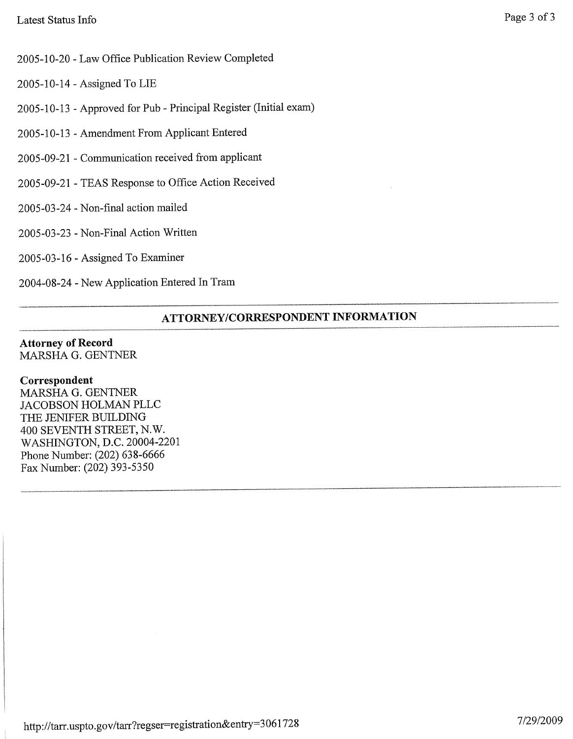2005-10-20 - Law Office Publication Review Completed

2005-10-14 - Assigned To LIE

2005-10-13 - Approved for Pub - Principal Register (Initial exam)

2005-10-13 - Amendment From Applicant Entered

2005-09-21 - Communication received from applicant

2005-09-21 - TEAS Response to Office Action Received

2005-03-24 - Non-final action mailed

2005-03-23 - Non-Final Action Written

2005-03-16 - Assigned To Examiner

2004-08-24 - New Application Entered In Tram

---

## ATTORNEY/CORRESPONDENT INFORMATION

---

**Attorney of Record**
MARSHA G. GENTNER

**Correspondent**
MARSHA G. GENTNER
JACOBSON HOLMAN PLLC
THE JENIFER BUILDING
400 SEVENTH STREET, N.W.
WASHINGTON, D.C. 20004-2201
Phone Number: (202) 638-6666
Fax Number: (202) 393-5350